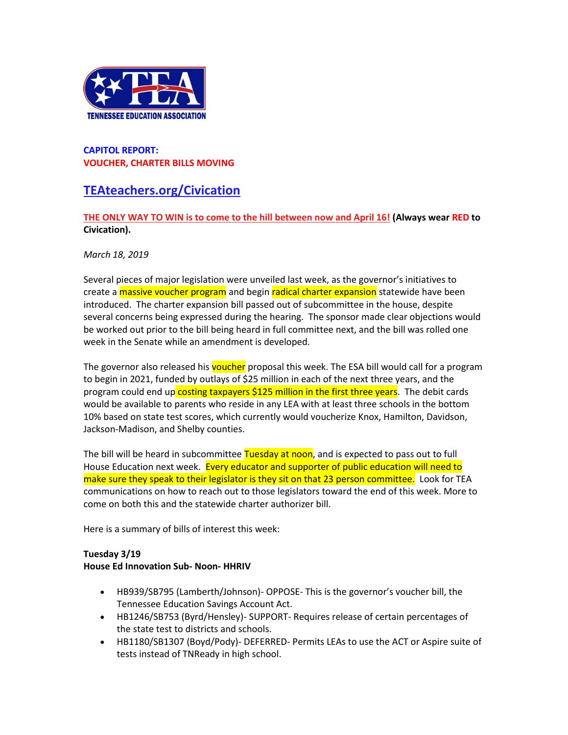TENNESSEE EDUCATION ASSOCIATION

**CAPITOL REPORT:**
**VOUCHER, CHARTER BILLS MOVING**

## TEAteachers.org/Civication

**THE ONLY WAY TO WIN is to come to the hill between now and April 16! (Always wear RED to Civication).**

*March 18, 2019*

Several pieces of major legislation were unveiled last week, as the governor's initiatives to create a massive voucher program and begin radical charter expansion statewide have been introduced. The charter expansion bill passed out of subcommittee in the house, despite several concerns being expressed during the hearing. The sponsor made clear objections would be worked out prior to the bill being heard in full committee next, and the bill was rolled one week in the Senate while an amendment is developed.

The governor also released his voucher proposal this week. The ESA bill would call for a program to begin in 2021, funded by outlays of $25 million in each of the next three years, and the program could end up costing taxpayers $125 million in the first three years. The debit cards would be available to parents who reside in any LEA with at least three schools in the bottom 10% based on state test scores, which currently would voucherize Knox, Hamilton, Davidson, Jackson-Madison, and Shelby counties.

The bill will be heard in subcommittee Tuesday at noon, and is expected to pass out to full House Education next week. Every educator and supporter of public education will need to make sure they speak to their legislator is they sit on that 23 person committee. Look for TEA communications on how to reach out to those legislators toward the end of this week. More to come on both this and the statewide charter authorizer bill.

Here is a summary of bills of interest this week:

**Tuesday 3/19**
**House Ed Innovation Sub- Noon- HHRIV**

- HB939/SB795 (Lamberth/Johnson)- OPPOSE- This is the governor's voucher bill, the Tennessee Education Savings Account Act.
- HB1246/SB753 (Byrd/Hensley)- SUPPORT- Requires release of certain percentages of the state test to districts and schools.
- HB1180/SB1307 (Boyd/Pody)- DEFERRED- Permits LEAs to use the ACT or Aspire suite of tests instead of TNReady in high school.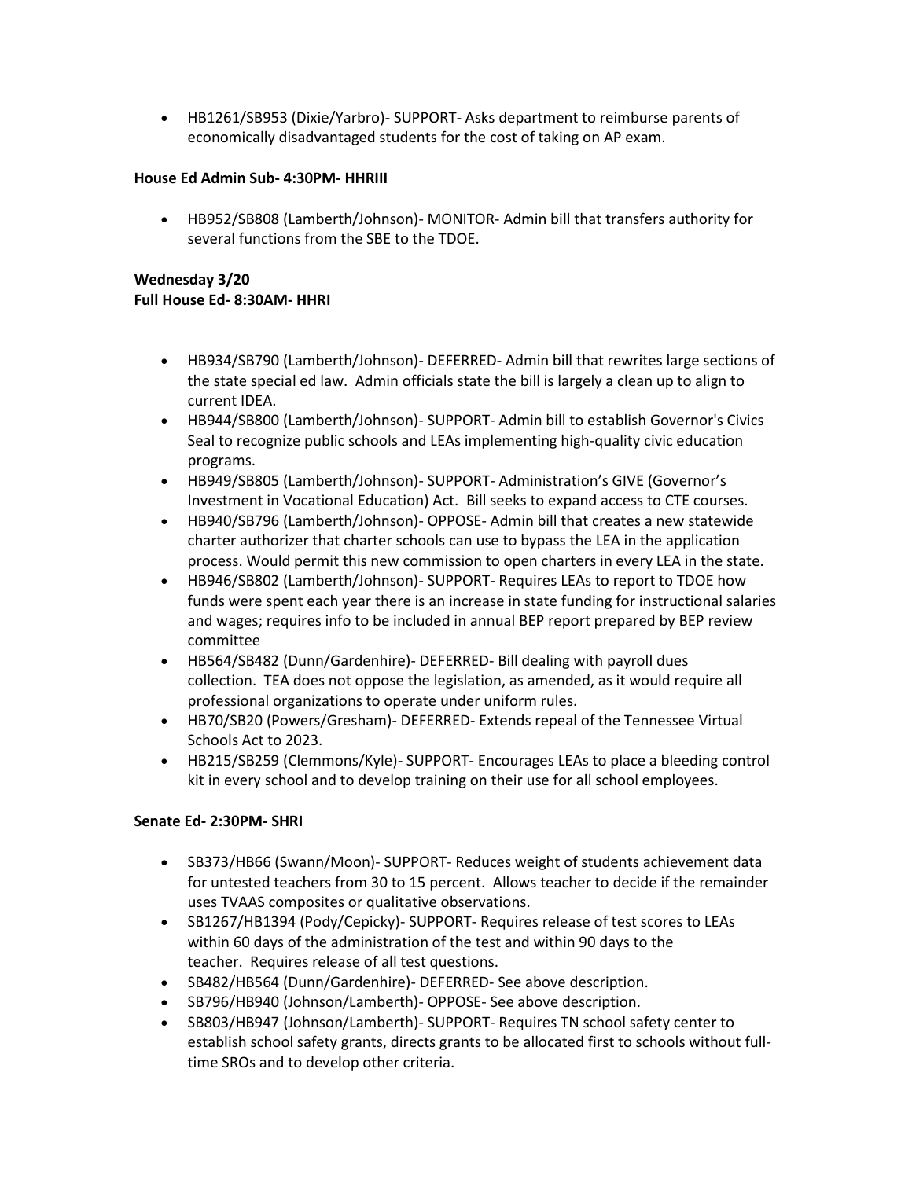- HB1261/SB953 (Dixie/Yarbro)- SUPPORT- Asks department to reimburse parents of economically disadvantaged students for the cost of taking on AP exam.

**House Ed Admin Sub- 4:30PM- HHRIII**

- HB952/SB808 (Lamberth/Johnson)- MONITOR- Admin bill that transfers authority for several functions from the SBE to the TDOE.

**Wednesday 3/20**
**Full House Ed- 8:30AM- HHRI**

- HB934/SB790 (Lamberth/Johnson)- DEFERRED- Admin bill that rewrites large sections of the state special ed law. Admin officials state the bill is largely a clean up to align to current IDEA.
- HB944/SB800 (Lamberth/Johnson)- SUPPORT- Admin bill to establish Governor's Civics Seal to recognize public schools and LEAs implementing high-quality civic education programs.
- HB949/SB805 (Lamberth/Johnson)- SUPPORT- Administration's GIVE (Governor's Investment in Vocational Education) Act. Bill seeks to expand access to CTE courses.
- HB940/SB796 (Lamberth/Johnson)- OPPOSE- Admin bill that creates a new statewide charter authorizer that charter schools can use to bypass the LEA in the application process. Would permit this new commission to open charters in every LEA in the state.
- HB946/SB802 (Lamberth/Johnson)- SUPPORT- Requires LEAs to report to TDOE how funds were spent each year there is an increase in state funding for instructional salaries and wages; requires info to be included in annual BEP report prepared by BEP review committee
- HB564/SB482 (Dunn/Gardenhire)- DEFERRED- Bill dealing with payroll dues collection. TEA does not oppose the legislation, as amended, as it would require all professional organizations to operate under uniform rules.
- HB70/SB20 (Powers/Gresham)- DEFERRED- Extends repeal of the Tennessee Virtual Schools Act to 2023.
- HB215/SB259 (Clemmons/Kyle)- SUPPORT- Encourages LEAs to place a bleeding control kit in every school and to develop training on their use for all school employees.

**Senate Ed- 2:30PM- SHRI**

- SB373/HB66 (Swann/Moon)- SUPPORT- Reduces weight of students achievement data for untested teachers from 30 to 15 percent. Allows teacher to decide if the remainder uses TVAAS composites or qualitative observations.
- SB1267/HB1394 (Pody/Cepicky)- SUPPORT- Requires release of test scores to LEAs within 60 days of the administration of the test and within 90 days to the teacher. Requires release of all test questions.
- SB482/HB564 (Dunn/Gardenhire)- DEFERRED- See above description.
- SB796/HB940 (Johnson/Lamberth)- OPPOSE- See above description.
- SB803/HB947 (Johnson/Lamberth)- SUPPORT- Requires TN school safety center to establish school safety grants, directs grants to be allocated first to schools without full-time SROs and to develop other criteria.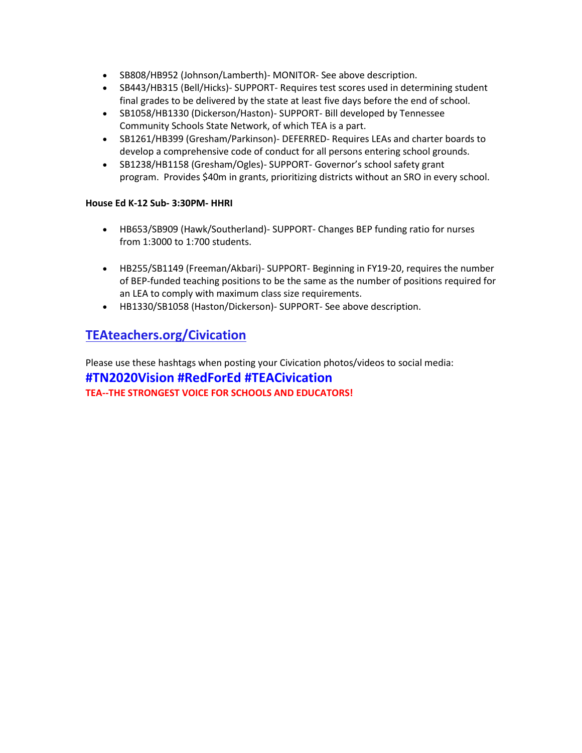- SB808/HB952 (Johnson/Lamberth)- MONITOR- See above description.
- SB443/HB315 (Bell/Hicks)- SUPPORT- Requires test scores used in determining student final grades to be delivered by the state at least five days before the end of school.
- SB1058/HB1330 (Dickerson/Haston)- SUPPORT- Bill developed by Tennessee Community Schools State Network, of which TEA is a part.
- SB1261/HB399 (Gresham/Parkinson)- DEFERRED- Requires LEAs and charter boards to develop a comprehensive code of conduct for all persons entering school grounds.
- SB1238/HB1158 (Gresham/Ogles)- SUPPORT- Governor's school safety grant program. Provides $40m in grants, prioritizing districts without an SRO in every school.

**House Ed K-12 Sub- 3:30PM- HHRI**

- HB653/SB909 (Hawk/Southerland)- SUPPORT- Changes BEP funding ratio for nurses from 1:3000 to 1:700 students.
- HB255/SB1149 (Freeman/Akbari)- SUPPORT- Beginning in FY19-20, requires the number of BEP-funded teaching positions to be the same as the number of positions required for an LEA to comply with maximum class size requirements.
- HB1330/SB1058 (Haston/Dickerson)- SUPPORT- See above description.

## TEAteachers.org/Civication

Please use these hashtags when posting your Civication photos/videos to social media:

**#TN2020Vision #RedForEd #TEACivication**

**TEA--THE STRONGEST VOICE FOR SCHOOLS AND EDUCATORS!**